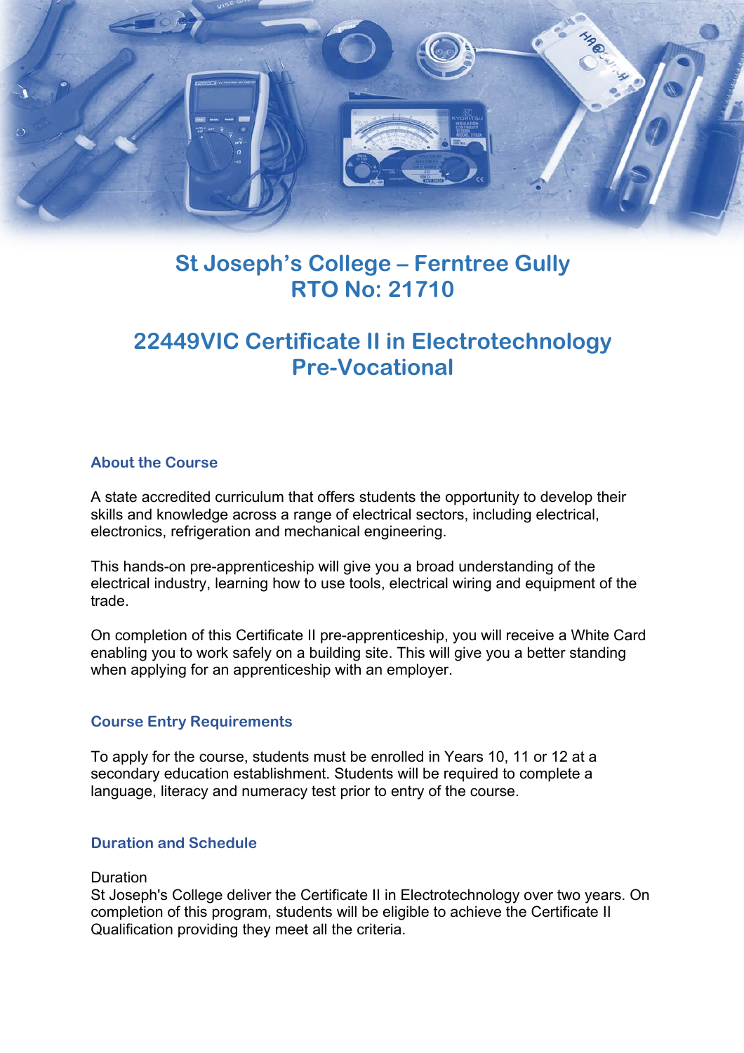# St Joseph's College – Ferntree Gully
# RTO No: 21710

# 22449VIC Certificate II in Electrotechnology Pre-Vocational

## About the Course

A state accredited curriculum that offers students the opportunity to develop their skills and knowledge across a range of electrical sectors, including electrical, electronics, refrigeration and mechanical engineering.

This hands-on pre-apprenticeship will give you a broad understanding of the electrical industry, learning how to use tools, electrical wiring and equipment of the trade.

On completion of this Certificate II pre-apprenticeship, you will receive a White Card enabling you to work safely on a building site. This will give you a better standing when applying for an apprenticeship with an employer.

## Course Entry Requirements

To apply for the course, students must be enrolled in Years 10, 11 or 12 at a secondary education establishment. Students will be required to complete a language, literacy and numeracy test prior to entry of the course.

## Duration and Schedule

Duration
St Joseph's College deliver the Certificate II in Electrotechnology over two years. On completion of this program, students will be eligible to achieve the Certificate II Qualification providing they meet all the criteria.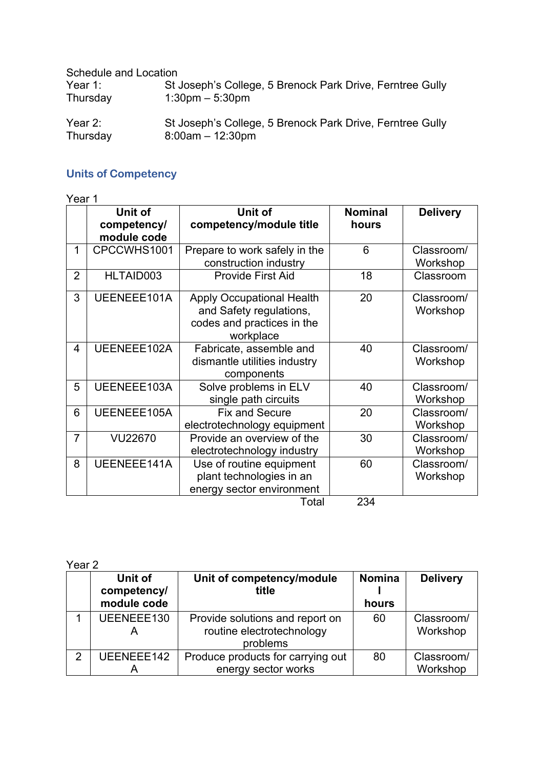Schedule and Location

Year 1: St Joseph's College, 5 Brenock Park Drive, Ferntree Gully
Thursday 1:30pm – 5:30pm

Year 2: St Joseph's College, 5 Brenock Park Drive, Ferntree Gully
Thursday 8:00am – 12:30pm

## Units of Competency

Year 1

| | Unit of competency/ module code | Unit of competency/module title | Nominal hours | Delivery |
|---|---|---|---|---|
| 1 | CPCCWHS1001 | Prepare to work safely in the construction industry | 6 | Classroom/ Workshop |
| 2 | HLTAID003 | Provide First Aid | 18 | Classroom |
| 3 | UEENEEE101A | Apply Occupational Health and Safety regulations, codes and practices in the workplace | 20 | Classroom/ Workshop |
| 4 | UEENEEE102A | Fabricate, assemble and dismantle utilities industry components | 40 | Classroom/ Workshop |
| 5 | UEENEEE103A | Solve problems in ELV single path circuits | 40 | Classroom/ Workshop |
| 6 | UEENEEE105A | Fix and Secure electrotechnology equipment | 20 | Classroom/ Workshop |
| 7 | VU22670 | Provide an overview of the electrotechnology industry | 30 | Classroom/ Workshop |
| 8 | UEENEEE141A | Use of routine equipment plant technologies in an energy sector environment | 60 | Classroom/ Workshop |
| | | Total | 234 | |

Year 2

| | Unit of competency/ module code | Unit of competency/module title | Nominal hours | Delivery |
|---|---|---|---|---|
| 1 | UEENEEE130A | Provide solutions and report on routine electrotechnology problems | 60 | Classroom/ Workshop |
| 2 | UEENEEE142A | Produce products for carrying out energy sector works | 80 | Classroom/ Workshop |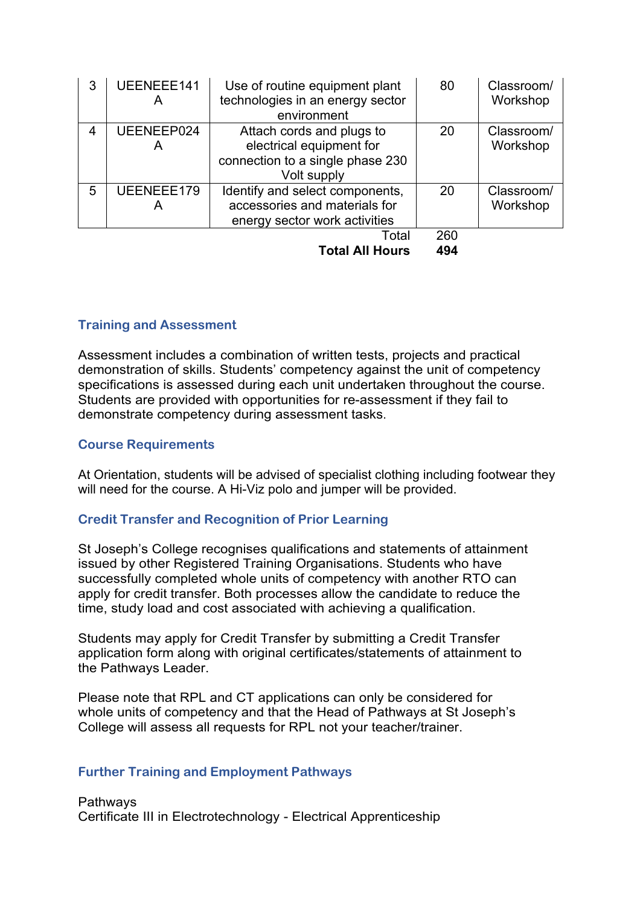| 3 | UEENEEE141A | Use of routine equipment plant technologies in an energy sector environment | 80 | Classroom/ Workshop |
|---|---|---|---|---|
| 4 | UEENEEP024A | Attach cords and plugs to electrical equipment for connection to a single phase 230 Volt supply | 20 | Classroom/ Workshop |
| 5 | UEENEEE179A | Identify and select components, accessories and materials for energy sector work activities | 20 | Classroom/ Workshop |
| | | Total | 260 | |
| | | **Total All Hours** | **494** | |

## Training and Assessment

Assessment includes a combination of written tests, projects and practical demonstration of skills. Students' competency against the unit of competency specifications is assessed during each unit undertaken throughout the course. Students are provided with opportunities for re-assessment if they fail to demonstrate competency during assessment tasks.

## Course Requirements

At Orientation, students will be advised of specialist clothing including footwear they will need for the course. A Hi-Viz polo and jumper will be provided.

## Credit Transfer and Recognition of Prior Learning

St Joseph's College recognises qualifications and statements of attainment issued by other Registered Training Organisations. Students who have successfully completed whole units of competency with another RTO can apply for credit transfer. Both processes allow the candidate to reduce the time, study load and cost associated with achieving a qualification.

Students may apply for Credit Transfer by submitting a Credit Transfer application form along with original certificates/statements of attainment to the Pathways Leader.

Please note that RPL and CT applications can only be considered for whole units of competency and that the Head of Pathways at St Joseph's College will assess all requests for RPL not your teacher/trainer.

## Further Training and Employment Pathways

Pathways
Certificate III in Electrotechnology - Electrical Apprenticeship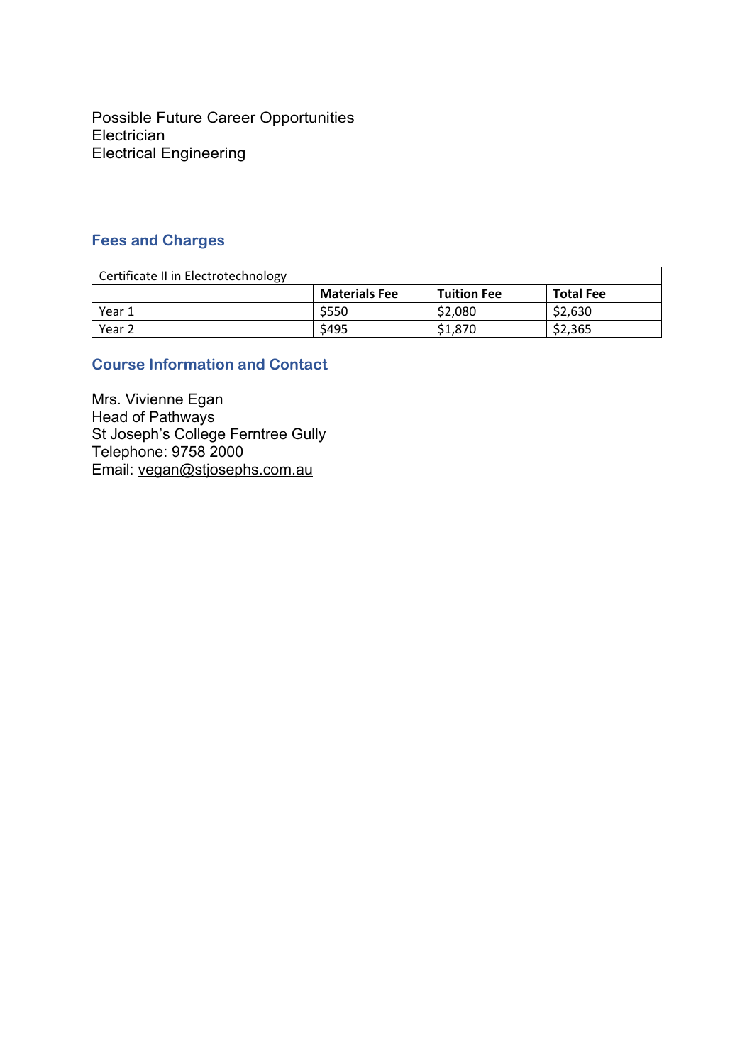Possible Future Career Opportunities
Electrician
Electrical Engineering

## Fees and Charges

| Certificate II in Electrotechnology | | | |
|---|---|---|---|
| | **Materials Fee** | **Tuition Fee** | **Total Fee** |
| Year 1 | $550 | $2,080 | $2,630 |
| Year 2 | $495 | $1,870 | $2,365 |

## Course Information and Contact

Mrs. Vivienne Egan
Head of Pathways
St Joseph's College Ferntree Gully
Telephone: 9758 2000
Email: vegan@stjosephs.com.au